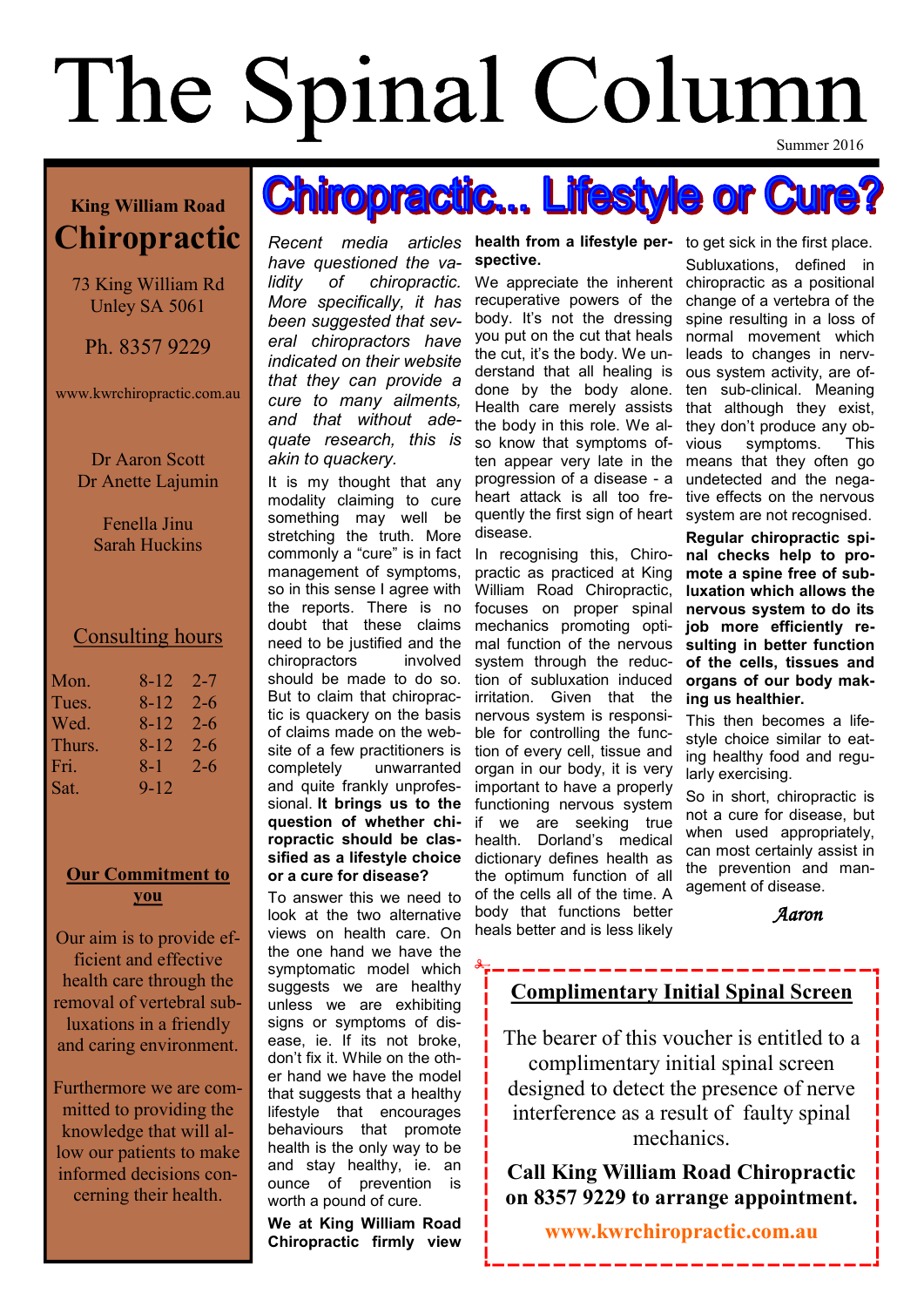# The Spinal Column

Summer 2016

## King William Road Chiropractic

73 King William Rd
Unley SA 5061

Ph. 8357 9229

www.kwrchiropractic.com.au

Dr Aaron Scott
Dr Anette Lajumin

Fenella Jinu
Sarah Huckins

### Consulting hours

| Mon. | 8-12 | 2-7 |
|---|---|---|
| Tues. | 8-12 | 2-6 |
| Wed. | 8-12 | 2-6 |
| Thurs. | 8-12 | 2-6 |
| Fri. | 8-1 | 2-6 |
| Sat. | 9-12 | |

### Our Commitment to you

Our aim is to provide efficient and effective health care through the removal of vertebral subluxations in a friendly and caring environment.

Furthermore we are committed to providing the knowledge that will allow our patients to make informed decisions concerning their health.

## Chiropractic... Lifestyle or Cure?

*Recent media articles have questioned the validity of chiropractic. More specifically, it has been suggested that several chiropractors have indicated on their website that they can provide a cure to many ailments, and that without adequate research, this is akin to quackery.*

It is my thought that any modality claiming to cure something may well be stretching the truth. More commonly a "cure" is in fact management of symptoms, so in this sense I agree with the reports. There is no doubt that these claims need to be justified and the chiropractors involved should be made to do so. But to claim that chiropractic is quackery on the basis of claims made on the website of a few practitioners is completely unwarranted and quite frankly unprofessional. **It brings us to the question of whether chiropractic should be classified as a lifestyle choice or a cure for disease?**

To answer this we need to look at the two alternative views on health care. On the one hand we have the symptomatic model which suggests we are healthy unless we are exhibiting signs or symptoms of disease, ie. If its not broke, don't fix it. While on the other hand we have the model that suggests that a healthy lifestyle that encourages behaviours that promote health is the only way to be and stay healthy, ie. an ounce of prevention is worth a pound of cure.

**We at King William Road Chiropractic firmly view health from a lifestyle perspective.**

We appreciate the inherent recuperative powers of the body. It's not the dressing you put on the cut that heals the cut, it's the body. We understand that all healing is done by the body alone. Health care merely assists the body in this role. We also know that symptoms often appear very late in the progression of a disease - a heart attack is all too frequently the first sign of heart disease.

In recognising this, Chiropractic as practiced at King William Road Chiropractic, focuses on proper spinal mechanics promoting optimal function of the nervous system through the reduction of subluxation induced irritation. Given that the nervous system is responsible for controlling the function of every cell, tissue and organ in our body, it is very important to have a properly functioning nervous system if we are seeking true health. Dorland's medical dictionary defines health as the optimum function of all of the cells all of the time. A body that functions better heals better and is less likely to get sick in the first place.

Subluxations, defined in chiropractic as a positional change of a vertebra of the spine resulting in a loss of normal movement which leads to changes in nervous system activity, are often sub-clinical. Meaning that although they exist, they don't produce any obvious symptoms. This means that they often go undetected and the negative effects on the nervous system are not recognised.

**Regular chiropractic spinal checks help to promote a spine free of subluxation which allows the nervous system to do its job more efficiently resulting in better function of the cells, tissues and organs of our body making us healthier.**

This then becomes a lifestyle choice similar to eating healthy food and regularly exercising.

So in short, chiropractic is not a cure for disease, but when used appropriately, can most certainly assist in the prevention and management of disease.

*Aaron*

---

### Complimentary Initial Spinal Screen

The bearer of this voucher is entitled to a complimentary initial spinal screen designed to detect the presence of nerve interference as a result of faulty spinal mechanics.

**Call King William Road Chiropractic on 8357 9229 to arrange appointment.**

**www.kwrchiropractic.com.au**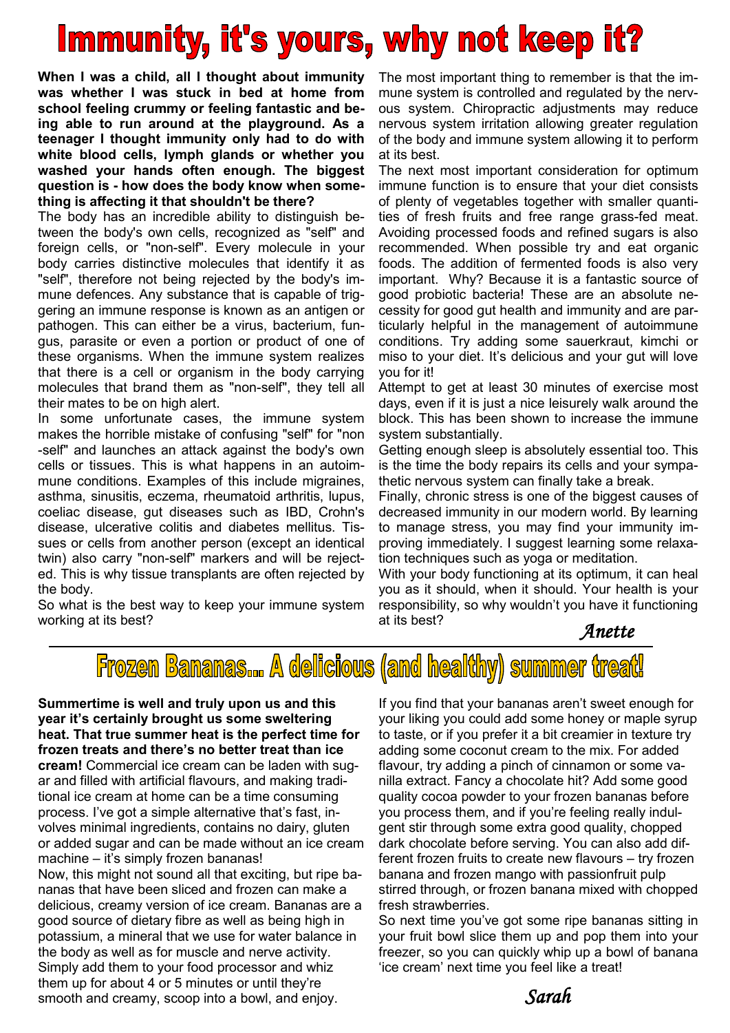# Immunity, it's yours, why not keep it?

**When I was a child, all I thought about immunity was whether I was stuck in bed at home from school feeling crummy or feeling fantastic and being able to run around at the playground. As a teenager I thought immunity only had to do with white blood cells, lymph glands or whether you washed your hands often enough. The biggest question is - how does the body know when something is affecting it that shouldn't be there?**

The body has an incredible ability to distinguish between the body's own cells, recognized as "self" and foreign cells, or "non-self". Every molecule in your body carries distinctive molecules that identify it as "self", therefore not being rejected by the body's immune defences. Any substance that is capable of triggering an immune response is known as an antigen or pathogen. This can either be a virus, bacterium, fungus, parasite or even a portion or product of one of these organisms. When the immune system realizes that there is a cell or organism in the body carrying molecules that brand them as "non-self", they tell all their mates to be on high alert.

In some unfortunate cases, the immune system makes the horrible mistake of confusing "self" for "non-self" and launches an attack against the body's own cells or tissues. This is what happens in an autoimmune conditions. Examples of this include migraines, asthma, sinusitis, eczema, rheumatoid arthritis, lupus, coeliac disease, gut diseases such as IBD, Crohn's disease, ulcerative colitis and diabetes mellitus. Tissues or cells from another person (except an identical twin) also carry "non-self" markers and will be rejected. This is why tissue transplants are often rejected by the body.

So what is the best way to keep your immune system working at its best?

The most important thing to remember is that the immune system is controlled and regulated by the nervous system. Chiropractic adjustments may reduce nervous system irritation allowing greater regulation of the body and immune system allowing it to perform at its best.

The next most important consideration for optimum immune function is to ensure that your diet consists of plenty of vegetables together with smaller quantities of fresh fruits and free range grass-fed meat. Avoiding processed foods and refined sugars is also recommended. When possible try and eat organic foods. The addition of fermented foods is also very important. Why? Because it is a fantastic source of good probiotic bacteria! These are an absolute necessity for good gut health and immunity and are particularly helpful in the management of autoimmune conditions. Try adding some sauerkraut, kimchi or miso to your diet. It's delicious and your gut will love you for it!

Attempt to get at least 30 minutes of exercise most days, even if it is just a nice leisurely walk around the block. This has been shown to increase the immune system substantially.

Getting enough sleep is absolutely essential too. This is the time the body repairs its cells and your sympathetic nervous system can finally take a break.

Finally, chronic stress is one of the biggest causes of decreased immunity in our modern world. By learning to manage stress, you may find your immunity improving immediately. I suggest learning some relaxation techniques such as yoga or meditation.

With your body functioning at its optimum, it can heal you as it should, when it should. Your health is your responsibility, so why wouldn't you have it functioning at its best?

*Anette*

# Frozen Bananas... A delicious (and healthy) summer treat!

**Summertime is well and truly upon us and this year it's certainly brought us some sweltering heat. That true summer heat is the perfect time for frozen treats and there's no better treat than ice cream!** Commercial ice cream can be laden with sugar and filled with artificial flavours, and making traditional ice cream at home can be a time consuming process. I've got a simple alternative that's fast, involves minimal ingredients, contains no dairy, gluten or added sugar and can be made without an ice cream machine – it's simply frozen bananas!

Now, this might not sound all that exciting, but ripe bananas that have been sliced and frozen can make a delicious, creamy version of ice cream. Bananas are a good source of dietary fibre as well as being high in potassium, a mineral that we use for water balance in the body as well as for muscle and nerve activity. Simply add them to your food processor and whiz them up for about 4 or 5 minutes or until they're smooth and creamy, scoop into a bowl, and enjoy.

If you find that your bananas aren't sweet enough for your liking you could add some honey or maple syrup to taste, or if you prefer it a bit creamier in texture try adding some coconut cream to the mix. For added flavour, try adding a pinch of cinnamon or some vanilla extract. Fancy a chocolate hit? Add some good quality cocoa powder to your frozen bananas before you process them, and if you're feeling really indulgent stir through some extra good quality, chopped dark chocolate before serving. You can also add different frozen fruits to create new flavours – try frozen banana and frozen mango with passionfruit pulp stirred through, or frozen banana mixed with chopped fresh strawberries.

So next time you've got some ripe bananas sitting in your fruit bowl slice them up and pop them into your freezer, so you can quickly whip up a bowl of banana 'ice cream' next time you feel like a treat!

*Sarah*